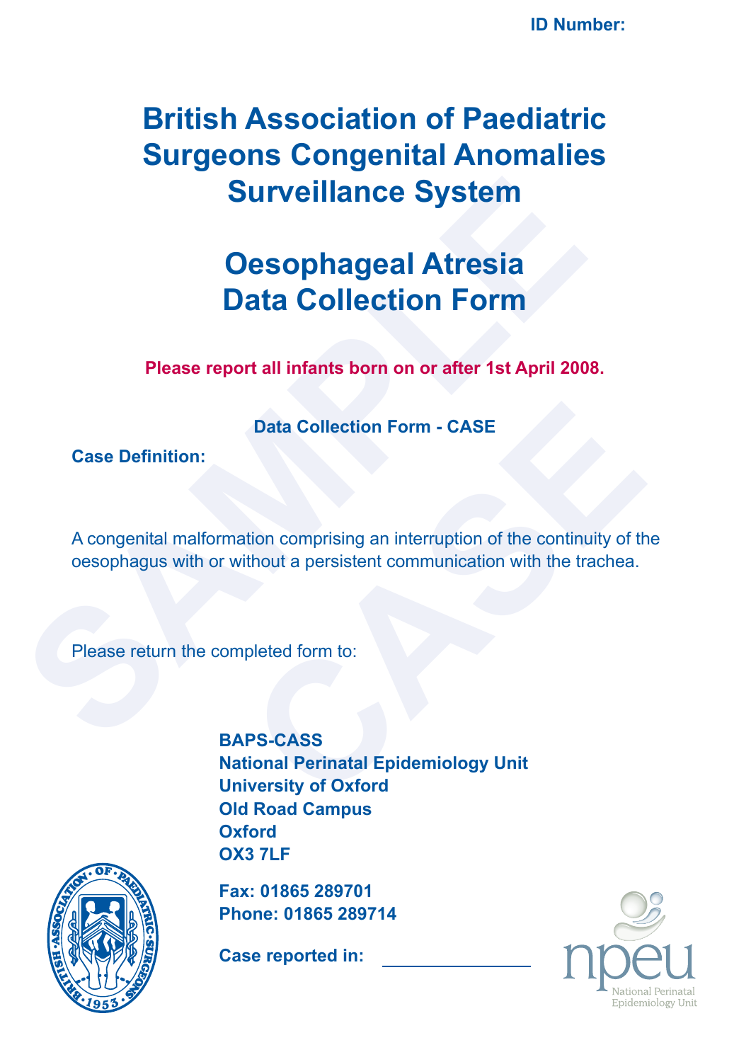ID Number:

# British Association of Paediatric Surgeons Congenital Anomalies Surveillance System

# Oesophageal Atresia Data Collection Form

**Please report all infants born on or after 1st April 2008.**

**Data Collection Form - CASE**

**Case Definition:**

A congenital malformation comprising an interruption of the continuity of the oesophagus with or without a persistent communication with the trachea.

Please return the completed form to:

**BAPS-CASS**
**National Perinatal Epidemiology Unit**
**University of Oxford**
**Old Road Campus**
**Oxford**
**OX3 7LF**

**Fax: 01865 289701**
**Phone: 01865 289714**

**Case reported in:** ______________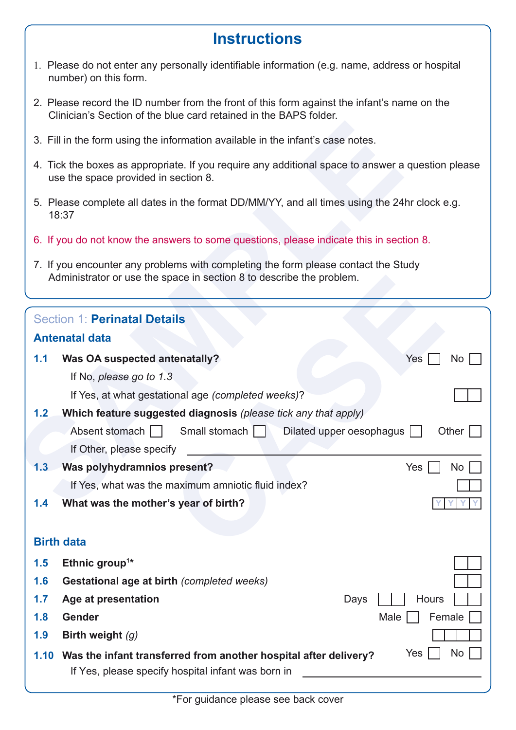# Instructions

1. Please do not enter any personally identifiable information (e.g. name, address or hospital number) on this form.
2. Please record the ID number from the front of this form against the infant's name on the Clinician's Section of the blue card retained in the BAPS folder.
3. Fill in the form using the information available in the infant's case notes.
4. Tick the boxes as appropriate. If you require any additional space to answer a question please use the space provided in section 8.
5. Please complete all dates in the format DD/MM/YY, and all times using the 24hr clock e.g. 18:37
6. If you do not know the answers to some questions, please indicate this in section 8.
7. If you encounter any problems with completing the form please contact the Study Administrator or use the space in section 8 to describe the problem.

## Section 1: **Perinatal Details**

### Antenatal data

**1.1 Was OA suspected antenatally?** Yes ☐ No ☐

If No, *please go to 1.3*

If Yes, at what gestational age *(completed weeks)*? ☐☐

**1.2 Which feature suggested diagnosis** *(please tick any that apply)*

Absent stomach ☐ Small stomach ☐ Dilated upper oesophagus ☐ Other ☐

If Other, please specify ____________________

**1.3 Was polyhydramnios present?** Yes ☐ No ☐

If Yes, what was the maximum amniotic fluid index? ☐☐

**1.4 What was the mother's year of birth?** Y Y Y Y

### Birth data

**1.5 Ethnic group**[1]* ☐☐

**1.6 Gestational age at birth** *(completed weeks)* ☐☐

**1.7 Age at presentation** Days ☐☐ Hours ☐☐

**1.8 Gender** Male ☐ Female ☐

**1.9 Birth weight** *(g)* ☐☐☐☐

**1.10 Was the infant transferred from another hospital after delivery?** Yes ☐ No ☐

If Yes, please specify hospital infant was born in ____________________

*For guidance please see back cover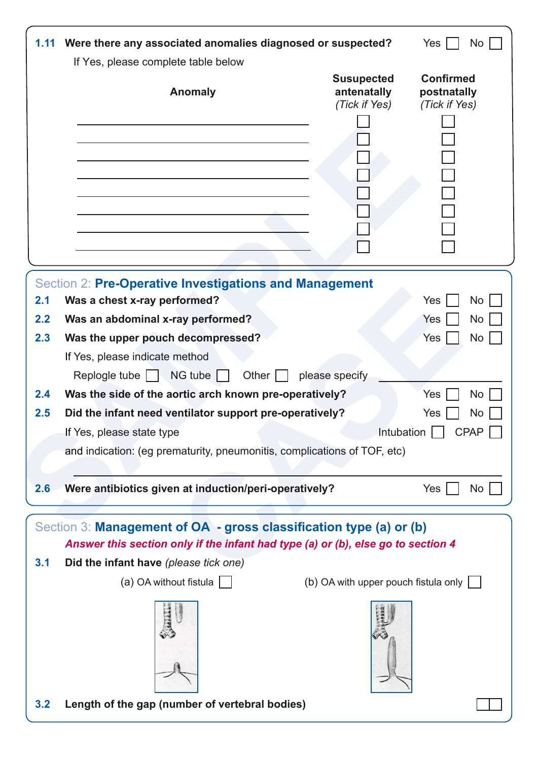**1.11 Were there any associated anomalies diagnosed or suspected?** Yes ☐ No ☐

If Yes, please complete table below

| Anomaly | Susupected antenatally *(Tick if Yes)* | Confirmed postnatally *(Tick if Yes)* |
|---|---|---|
| | ☐ | ☐ |
| | ☐ | ☐ |
| | ☐ | ☐ |
| | ☐ | ☐ |
| | ☐ | ☐ |
| | ☐ | ☐ |
| | ☐ | ☐ |
| | ☐ | ☐ |

## Section 2: **Pre-Operative Investigations and Management**

**2.1 Was a chest x-ray performed?** Yes ☐ No ☐

**2.2 Was an abdominal x-ray performed?** Yes ☐ No ☐

**2.3 Was the upper pouch decompressed?** Yes ☐ No ☐

If Yes, please indicate method

Replogle tube ☐ NG tube ☐ Other ☐ please specify ________________

**2.4 Was the side of the aortic arch known pre-operatively?** Yes ☐ No ☐

**2.5 Did the infant need ventilator support pre-operatively?** Yes ☐ No ☐

If Yes, please state type Intubation ☐ CPAP ☐

and indication: (eg prematurity, pneumonitis, complications of TOF, etc)

________________________________________________

**2.6 Were antibiotics given at induction/peri-operatively?** Yes ☐ No ☐

## Section 3: **Management of OA - gross classification type (a) or (b)**

***Answer this section only if the infant had type (a) or (b), else go to section 4***

**3.1 Did the infant have** *(please tick one)*

(a) OA without fistula ☐

(b) OA with upper pouch fistula only ☐

**3.2 Length of the gap (number of vertebral bodies)** ☐☐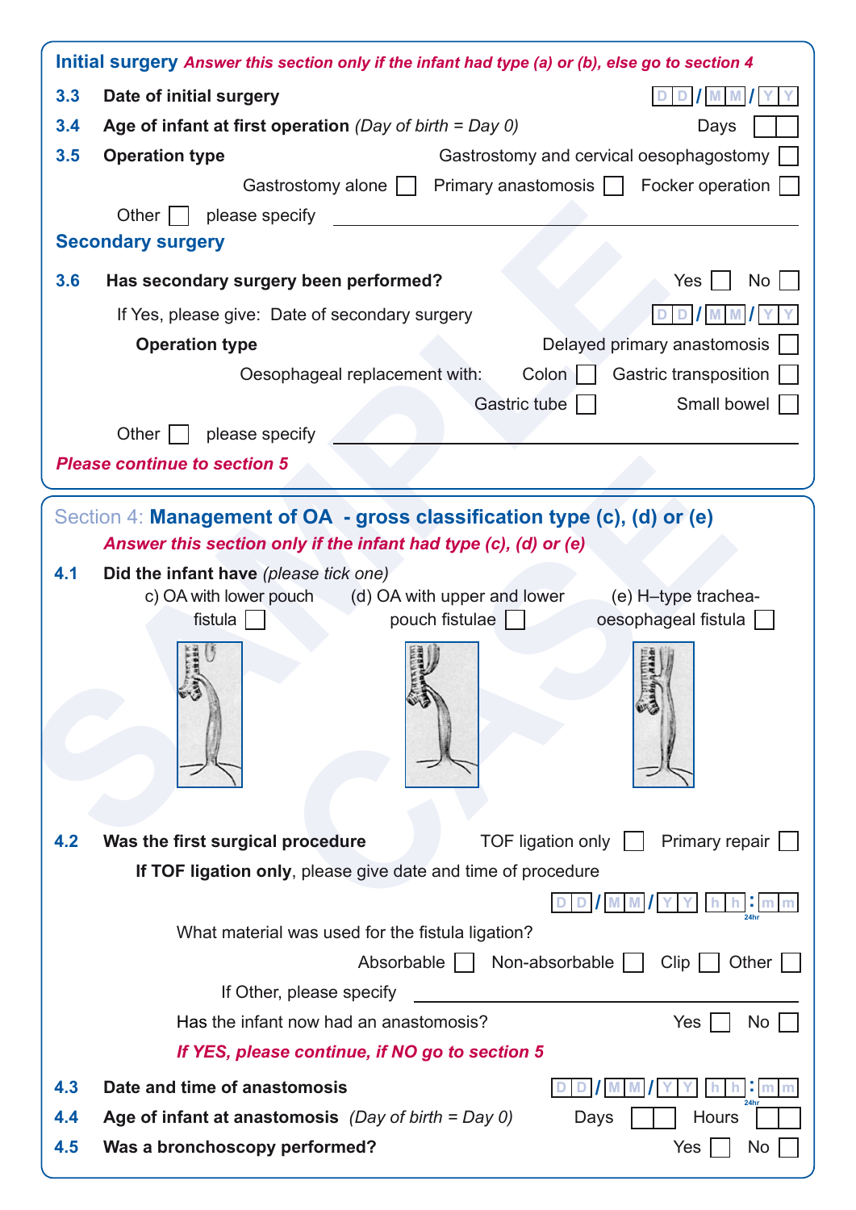## Initial surgery *Answer this section only if the infant had type (a) or (b), else go to section 4*

**3.3 Date of initial surgery** DD/MM/YY

**3.4 Age of infant at first operation** *(Day of birth = Day 0)* Days ☐☐

**3.5 Operation type** Gastrostomy and cervical oesophagostomy ☐

Gastrostomy alone ☐ Primary anastomosis ☐ Focker operation ☐

Other ☐ please specify ____________________

## Secondary surgery

**3.6 Has secondary surgery been performed?** Yes ☐ No ☐

If Yes, please give: Date of secondary surgery DD/MM/YY

**Operation type** Delayed primary anastomosis ☐

Oesophageal replacement with: Colon ☐ Gastric transposition ☐

Gastric tube ☐ Small bowel ☐

Other ☐ please specify ____________________

*Please continue to section 5*

## Section 4: Management of OA - gross classification type (c), (d) or (e)

*Answer this section only if the infant had type (c), (d) or (e)*

**4.1 Did the infant have** *(please tick one)*

c) OA with lower pouch fistula ☐ (d) OA with upper and lower pouch fistulae ☐ (e) H–type tracheal-oesophageal fistula ☐

**4.2 Was the first surgical procedure** TOF ligation only ☐ Primary repair ☐

**If TOF ligation only**, please give date and time of procedure DD/MM/YY hh:mm (24hr)

What material was used for the fistula ligation?

Absorbable ☐ Non-absorbable ☐ Clip ☐ Other ☐

If Other, please specify ____________________

Has the infant now had an anastomosis? Yes ☐ No ☐

*If YES, please continue, if NO go to section 5*

**4.3 Date and time of anastomosis** DD/MM/YY hh:mm (24hr)

**4.4 Age of infant at anastomosis** *(Day of birth = Day 0)* Days ☐☐ Hours ☐☐

**4.5 Was a bronchoscopy performed?** Yes ☐ No ☐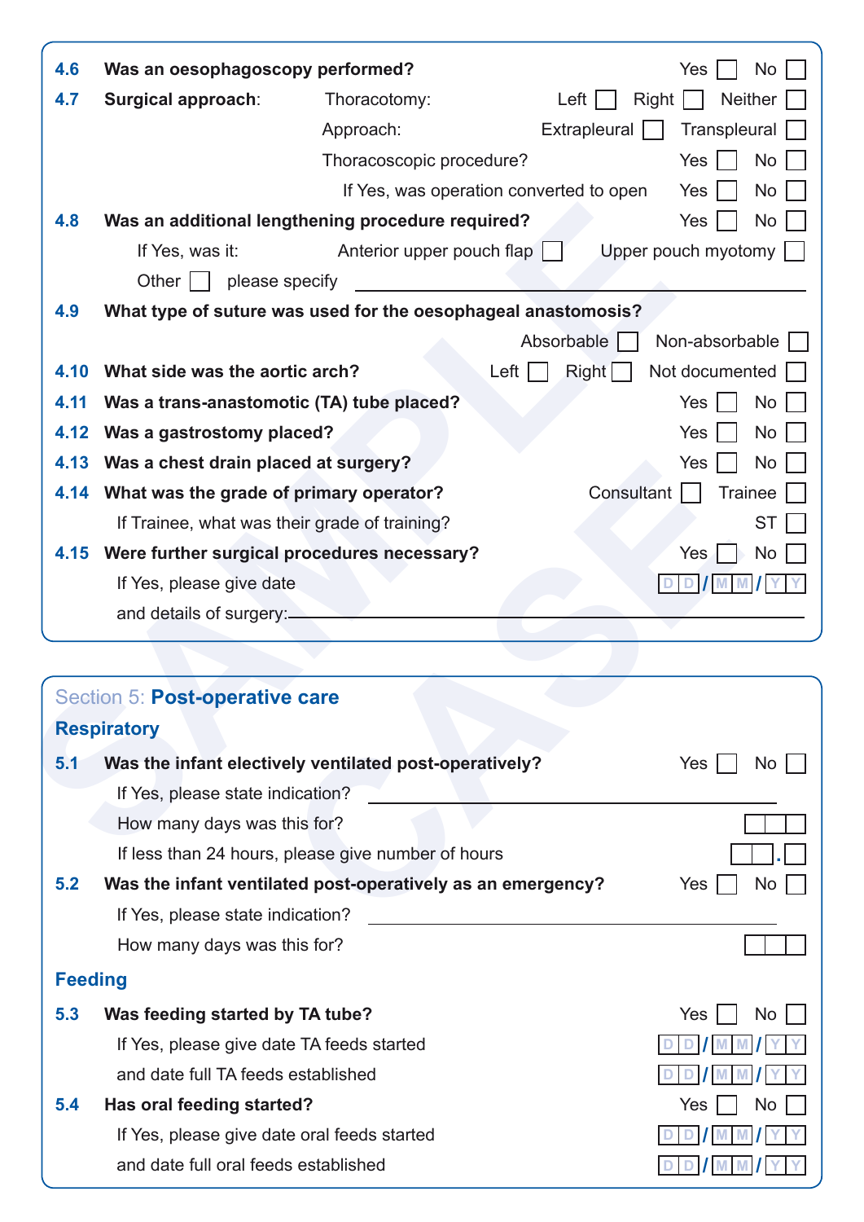**4.6 Was an oesophagoscopy performed?** Yes ☐ No ☐

**4.7 Surgical approach:**

Thoracotomy: Left ☐ Right ☐ Neither ☐

Approach: Extrapleural ☐ Transpleural ☐

Thoracoscopic procedure? Yes ☐ No ☐

If Yes, was operation converted to open Yes ☐ No ☐

**4.8 Was an additional lengthening procedure required?** Yes ☐ No ☐

If Yes, was it: Anterior upper pouch flap ☐ Upper pouch myotomy ☐

Other ☐ please specify ____________________

**4.9 What type of suture was used for the oesophageal anastomosis?**

Absorbable ☐ Non-absorbable ☐

**4.10 What side was the aortic arch?** Left ☐ Right ☐ Not documented ☐

**4.11 Was a trans-anastomotic (TA) tube placed?** Yes ☐ No ☐

**4.12 Was a gastrostomy placed?** Yes ☐ No ☐

**4.13 Was a chest drain placed at surgery?** Yes ☐ No ☐

**4.14 What was the grade of primary operator?** Consultant ☐ Trainee ☐

If Trainee, what was their grade of training? ST ☐

**4.15 Were further surgical procedures necessary?** Yes ☐ No ☐

If Yes, please give date DD/MM/YY

and details of surgery: ____________________

## Section 5: Post-operative care

### Respiratory

**5.1 Was the infant electively ventilated post-operatively?** Yes ☐ No ☐

If Yes, please state indication? ____________________

How many days was this for? ☐☐☐

If less than 24 hours, please give number of hours ☐☐.☐

**5.2 Was the infant ventilated post-operatively as an emergency?** Yes ☐ No ☐

If Yes, please state indication? ____________________

How many days was this for? ☐☐☐

### Feeding

**5.3 Was feeding started by TA tube?** Yes ☐ No ☐

If Yes, please give date TA feeds started DD/MM/YY

and date full TA feeds established DD/MM/YY

**5.4 Has oral feeding started?** Yes ☐ No ☐

If Yes, please give date oral feeds started DD/MM/YY

and date full oral feeds established DD/MM/YY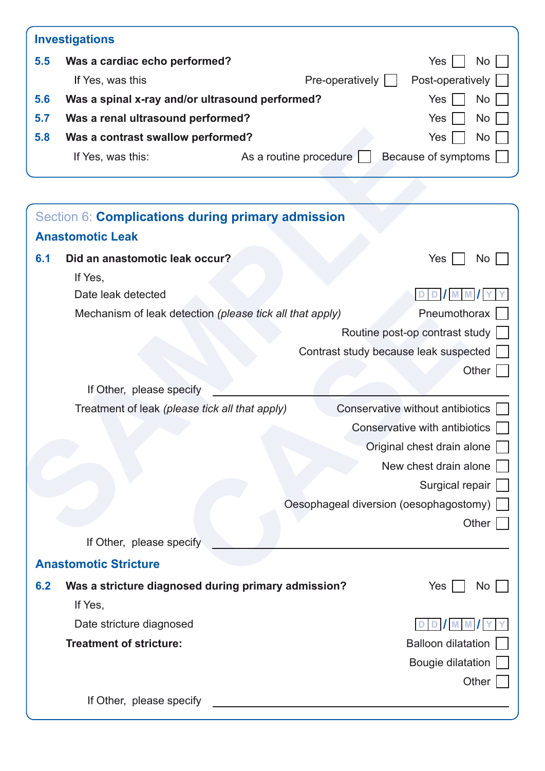## Investigations

**5.5 Was a cardiac echo performed?** Yes ☐ No ☐

If Yes, was this Pre-operatively ☐ Post-operatively ☐

**5.6 Was a spinal x-ray and/or ultrasound performed?** Yes ☐ No ☐

**5.7 Was a renal ultrasound performed?** Yes ☐ No ☐

**5.8 Was a contrast swallow performed?** Yes ☐ No ☐

If Yes, was this: As a routine procedure ☐ Because of symptoms ☐

## Section 6: Complications during primary admission

### Anastomotic Leak

**6.1 Did an anastomotic leak occur?** Yes ☐ No ☐

If Yes,

Date leak detected D D / M M / Y Y

Mechanism of leak detection *(please tick all that apply)*

- Pneumothorax ☐
- Routine post-op contrast study ☐
- Contrast study because leak suspected ☐
- Other ☐

If Other, please specify ____________________

Treatment of leak *(please tick all that apply)*

- Conservative without antibiotics ☐
- Conservative with antibiotics ☐
- Original chest drain alone ☐
- New chest drain alone ☐
- Surgical repair ☐
- Oesophageal diversion (oesophagostomy) ☐
- Other ☐

If Other, please specify ____________________

### Anastomotic Stricture

**6.2 Was a stricture diagnosed during primary admission?** Yes ☐ No ☐

If Yes,

Date stricture diagnosed D D / M M / Y Y

**Treatment of stricture:**

- Balloon dilatation ☐
- Bougie dilatation ☐
- Other ☐

If Other, please specify ____________________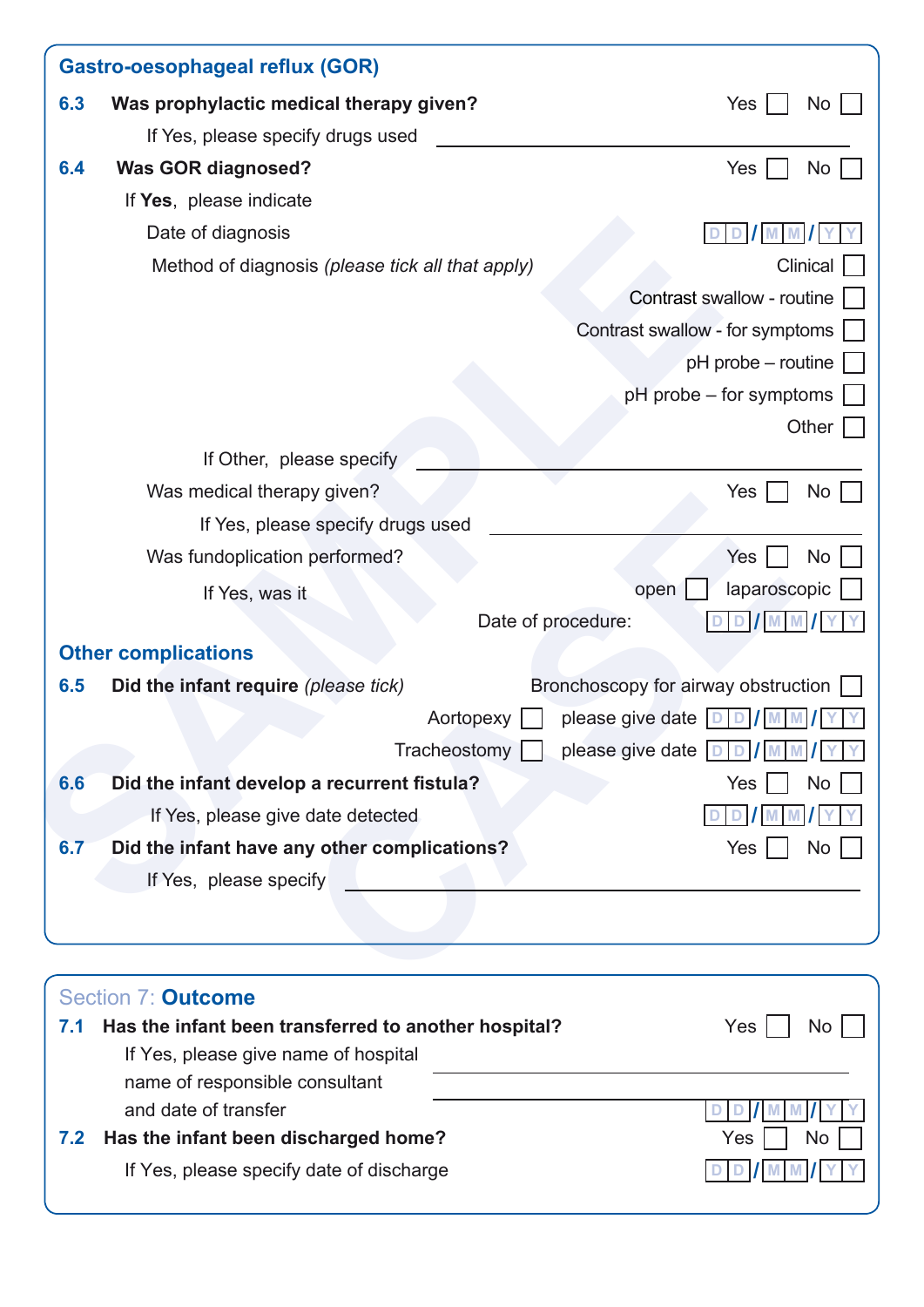## Gastro-oesophageal reflux (GOR)

**6.3 Was prophylactic medical therapy given?** Yes ☐ No ☐

If Yes, please specify drugs used ____________________

**6.4 Was GOR diagnosed?** Yes ☐ No ☐

If **Yes**, please indicate

Date of diagnosis DD/MM/YY

Method of diagnosis *(please tick all that apply)*

- Clinical ☐
- Contrast swallow - routine ☐
- Contrast swallow - for symptoms ☐
- pH probe – routine ☐
- pH probe – for symptoms ☐
- Other ☐

If Other, please specify ____________________

Was medical therapy given? Yes ☐ No ☐

If Yes, please specify drugs used ____________________

Was fundoplication performed? Yes ☐ No ☐

If Yes, was it open ☐ laparoscopic ☐

Date of procedure: DD/MM/YY

## Other complications

**6.5 Did the infant require** *(please tick)*

- Bronchoscopy for airway obstruction ☐
- Aortopexy ☐ please give date DD/MM/YY
- Tracheostomy ☐ please give date DD/MM/YY

**6.6 Did the infant develop a recurrent fistula?** Yes ☐ No ☐

If Yes, please give date detected DD/MM/YY

**6.7 Did the infant have any other complications?** Yes ☐ No ☐

If Yes, please specify ____________________

## Section 7: Outcome

**7.1 Has the infant been transferred to another hospital?** Yes ☐ No ☐

If Yes, please give name of hospital ____________________

name of responsible consultant ____________________

and date of transfer DD/MM/YY

**7.2 Has the infant been discharged home?** Yes ☐ No ☐

If Yes, please specify date of discharge DD/MM/YY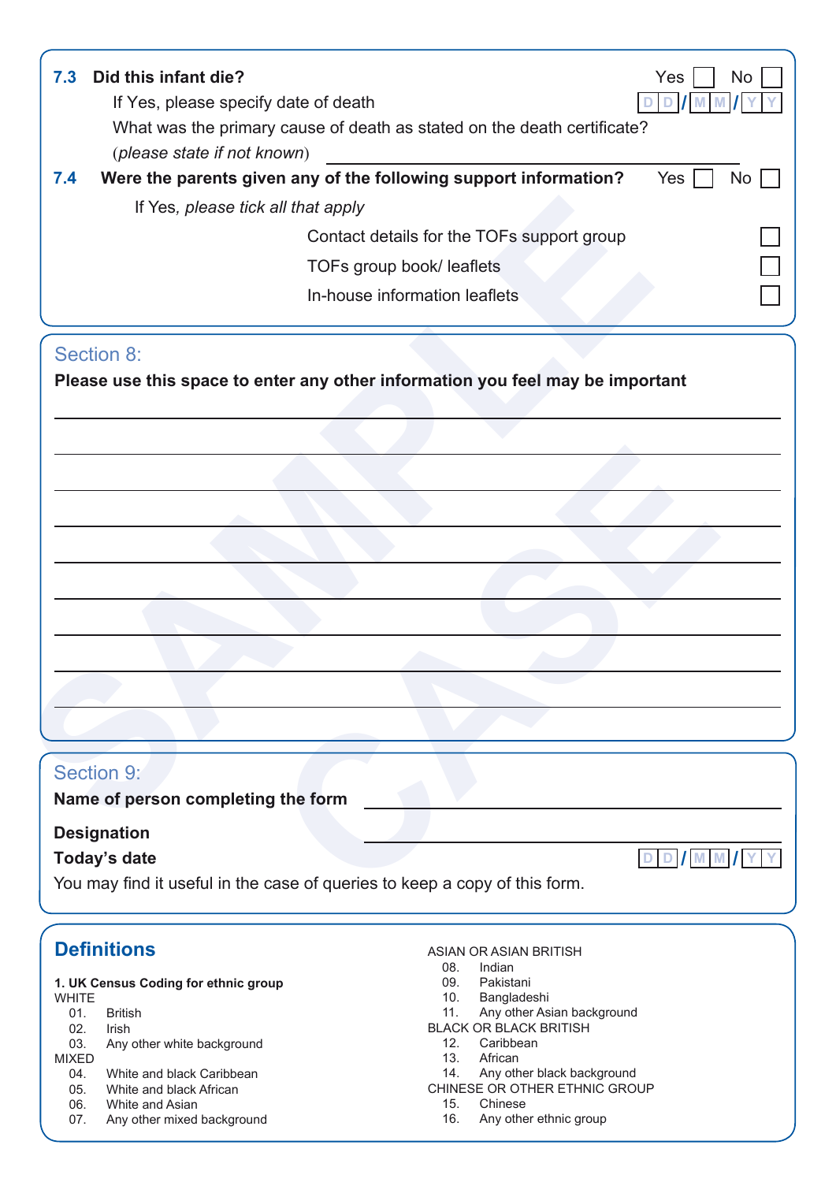**7.3 Did this infant die?** Yes ☐ No ☐

If Yes, please specify date of death D D / M M / Y Y

What was the primary cause of death as stated on the death certificate?

(*please state if not known*) ______________________

**7.4 Were the parents given any of the following support information?** Yes ☐ No ☐

If Yes, *please tick all that apply*

Contact details for the TOFs support group ☐

TOFs group book/ leaflets ☐

In-house information leaflets ☐

## Section 8:

**Please use this space to enter any other information you feel may be important**

______________________

______________________

______________________

______________________

______________________

______________________

______________________

______________________

______________________

## Section 9:

**Name of person completing the form** ______________________

**Designation** ______________________

**Today's date** D D / M M / Y Y

You may find it useful in the case of queries to keep a copy of this form.

## Definitions

**1. UK Census Coding for ethnic group**

WHITE
- 01. British
- 02. Irish
- 03. Any other white background

MIXED
- 04. White and black Caribbean
- 05. White and black African
- 06. White and Asian
- 07. Any other mixed background

ASIAN OR ASIAN BRITISH
- 08. Indian
- 09. Pakistani
- 10. Bangladeshi
- 11. Any other Asian background

BLACK OR BLACK BRITISH
- 12. Caribbean
- 13. African
- 14. Any other black background

CHINESE OR OTHER ETHNIC GROUP
- 15. Chinese
- 16. Any other ethnic group